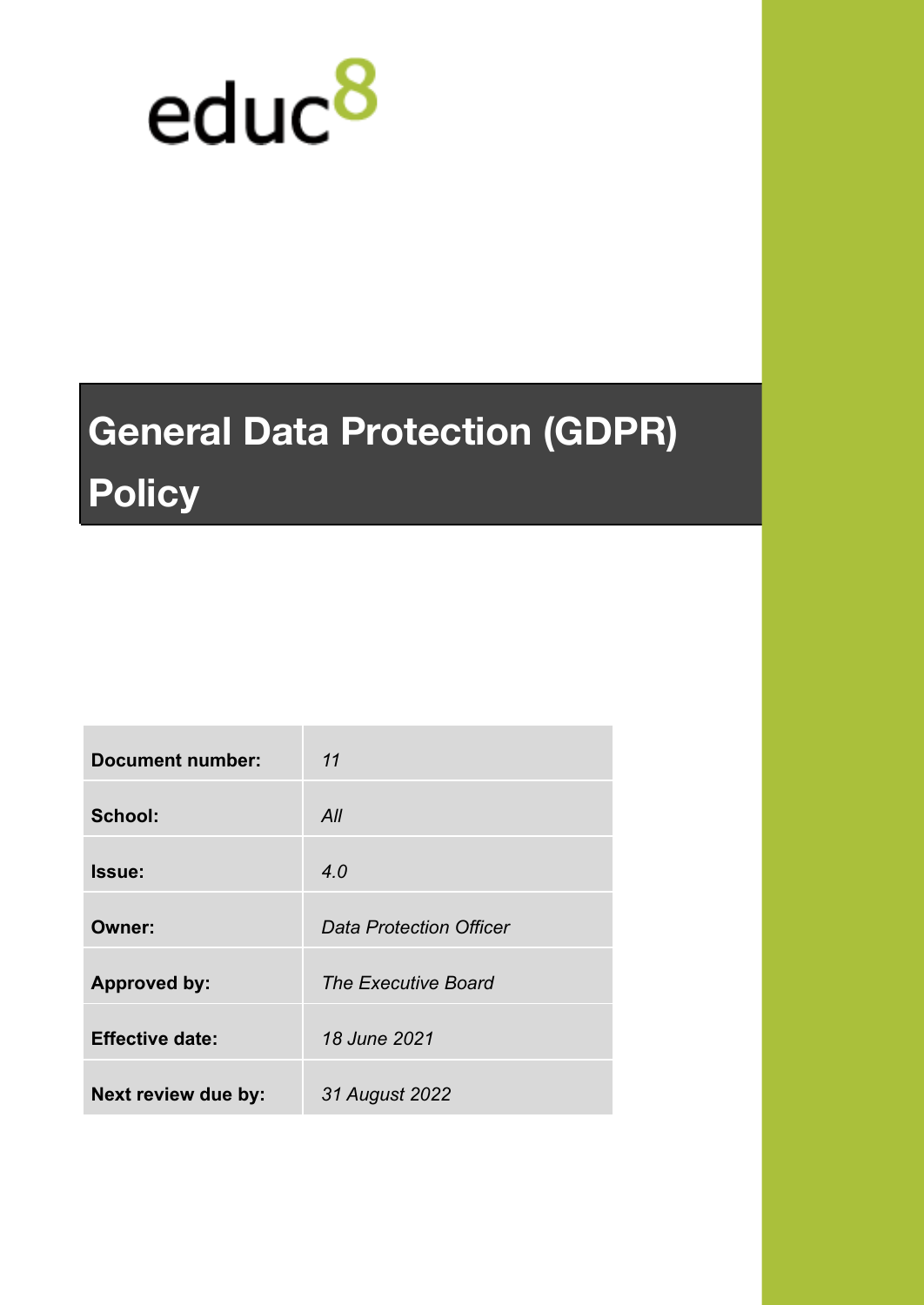educ8

# General Data Protection (GDPR) Policy

| | |
|---|---|
| **Document number:** | *11* |
| **School:** | *All* |
| **Issue:** | *4.0* |
| **Owner:** | *Data Protection Officer* |
| **Approved by:** | *The Executive Board* |
| **Effective date:** | *18 June 2021* |
| **Next review due by:** | *31 August 2022* |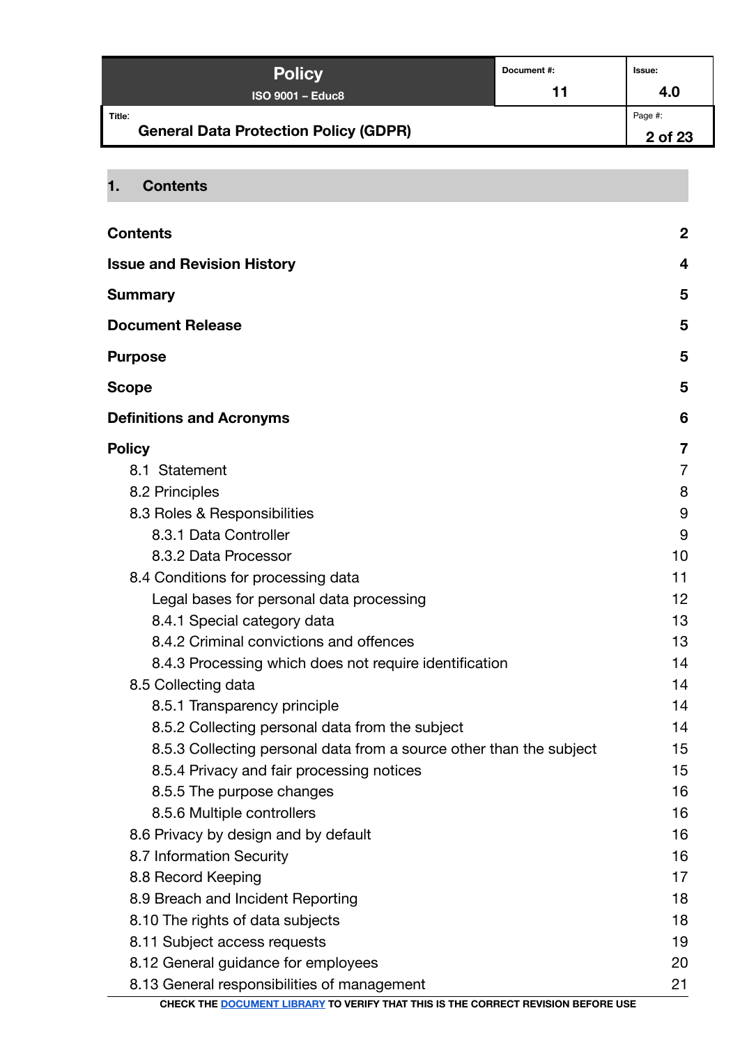## 1. Contents

| | |
|---|---|
| **Contents** | **2** |
| **Issue and Revision History** | **4** |
| **Summary** | **5** |
| **Document Release** | **5** |
| **Purpose** | **5** |
| **Scope** | **5** |
| **Definitions and Acronyms** | **6** |
| **Policy** | **7** |
| 8.1 Statement | 7 |
| 8.2 Principles | 8 |
| 8.3 Roles & Responsibilities | 9 |
| 8.3.1 Data Controller | 9 |
| 8.3.2 Data Processor | 10 |
| 8.4 Conditions for processing data | 11 |
| Legal bases for personal data processing | 12 |
| 8.4.1 Special category data | 13 |
| 8.4.2 Criminal convictions and offences | 13 |
| 8.4.3 Processing which does not require identification | 14 |
| 8.5 Collecting data | 14 |
| 8.5.1 Transparency principle | 14 |
| 8.5.2 Collecting personal data from the subject | 14 |
| 8.5.3 Collecting personal data from a source other than the subject | 15 |
| 8.5.4 Privacy and fair processing notices | 15 |
| 8.5.5 The purpose changes | 16 |
| 8.5.6 Multiple controllers | 16 |
| 8.6 Privacy by design and by default | 16 |
| 8.7 Information Security | 16 |
| 8.8 Record Keeping | 17 |
| 8.9 Breach and Incident Reporting | 18 |
| 8.10 The rights of data subjects | 18 |
| 8.11 Subject access requests | 19 |
| 8.12 General guidance for employees | 20 |
| 8.13 General responsibilities of management | 21 |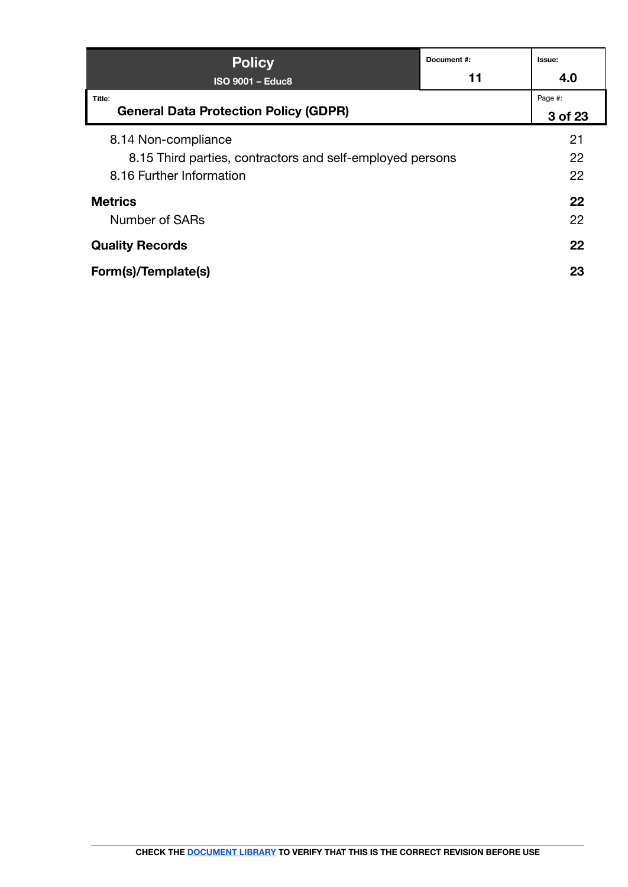8.14 Non-compliance 21
8.15 Third parties, contractors and self-employed persons 22
8.16 Further Information 22

**Metrics** **22**
Number of SARs 22

**Quality Records** **22**

**Form(s)/Template(s)** **23**

CHECK THE DOCUMENT LIBRARY TO VERIFY THAT THIS IS THE CORRECT REVISION BEFORE USE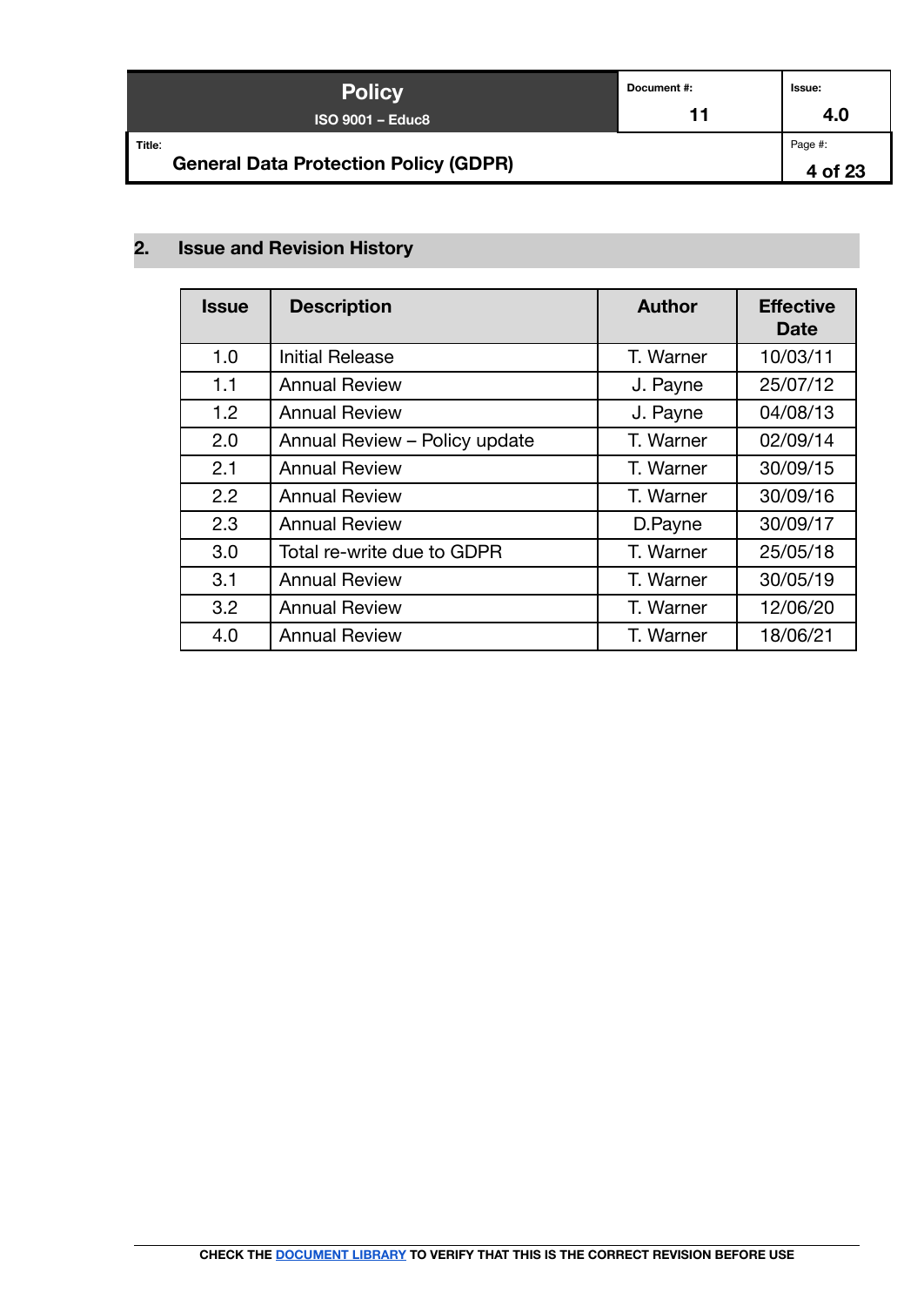## 2. Issue and Revision History

| Issue | Description | Author | Effective Date |
|---|---|---|---|
| 1.0 | Initial Release | T. Warner | 10/03/11 |
| 1.1 | Annual Review | J. Payne | 25/07/12 |
| 1.2 | Annual Review | J. Payne | 04/08/13 |
| 2.0 | Annual Review – Policy update | T. Warner | 02/09/14 |
| 2.1 | Annual Review | T. Warner | 30/09/15 |
| 2.2 | Annual Review | T. Warner | 30/09/16 |
| 2.3 | Annual Review | D.Payne | 30/09/17 |
| 3.0 | Total re-write due to GDPR | T. Warner | 25/05/18 |
| 3.1 | Annual Review | T. Warner | 30/05/19 |
| 3.2 | Annual Review | T. Warner | 12/06/20 |
| 4.0 | Annual Review | T. Warner | 18/06/21 |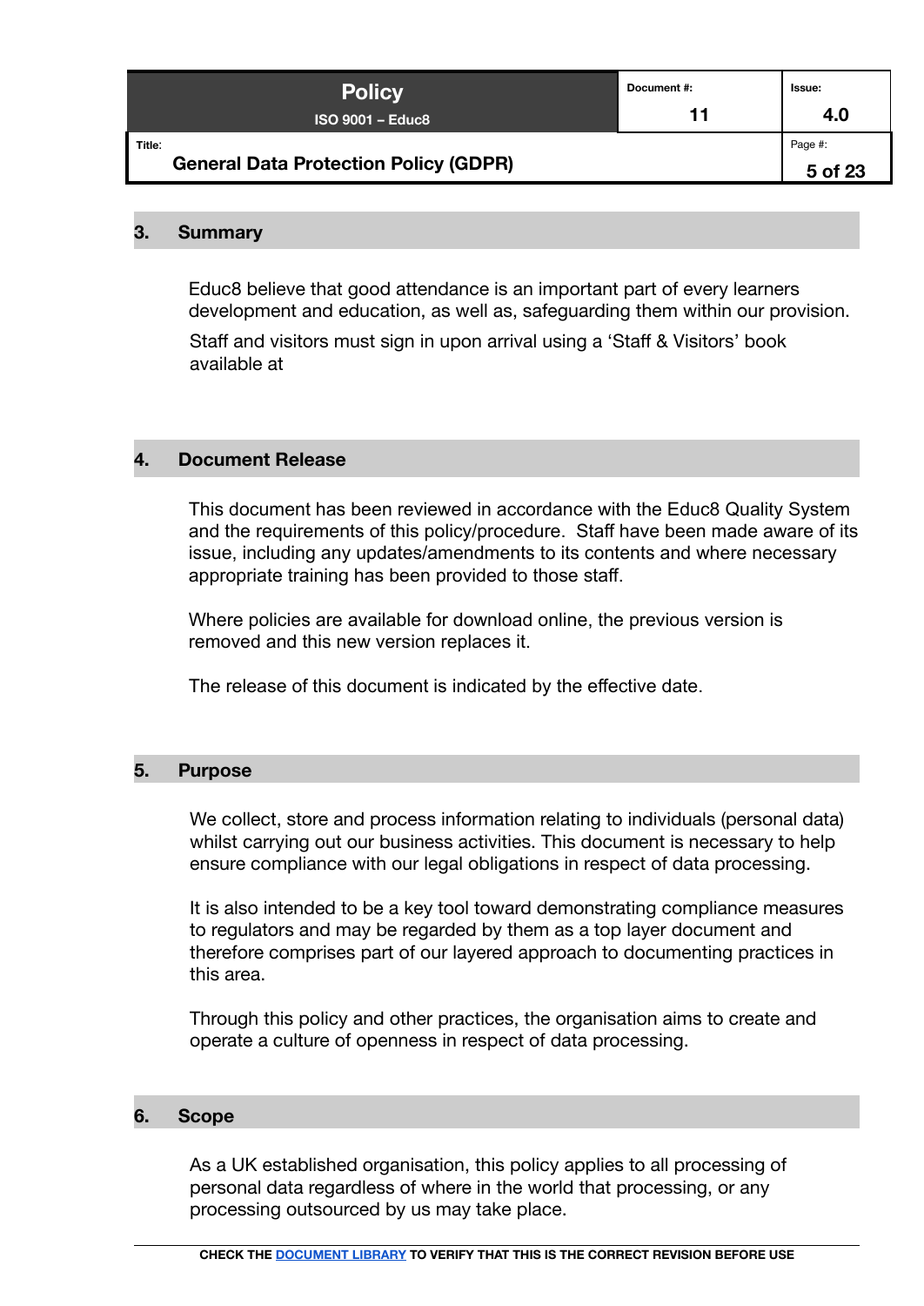## 3. Summary

Educ8 believe that good attendance is an important part of every learners development and education, as well as, safeguarding them within our provision.

Staff and visitors must sign in upon arrival using a 'Staff & Visitors' book available at

## 4. Document Release

This document has been reviewed in accordance with the Educ8 Quality System and the requirements of this policy/procedure. Staff have been made aware of its issue, including any updates/amendments to its contents and where necessary appropriate training has been provided to those staff.

Where policies are available for download online, the previous version is removed and this new version replaces it.

The release of this document is indicated by the effective date.

## 5. Purpose

We collect, store and process information relating to individuals (personal data) whilst carrying out our business activities. This document is necessary to help ensure compliance with our legal obligations in respect of data processing.

It is also intended to be a key tool toward demonstrating compliance measures to regulators and may be regarded by them as a top layer document and therefore comprises part of our layered approach to documenting practices in this area.

Through this policy and other practices, the organisation aims to create and operate a culture of openness in respect of data processing.

## 6. Scope

As a UK established organisation, this policy applies to all processing of personal data regardless of where in the world that processing, or any processing outsourced by us may take place.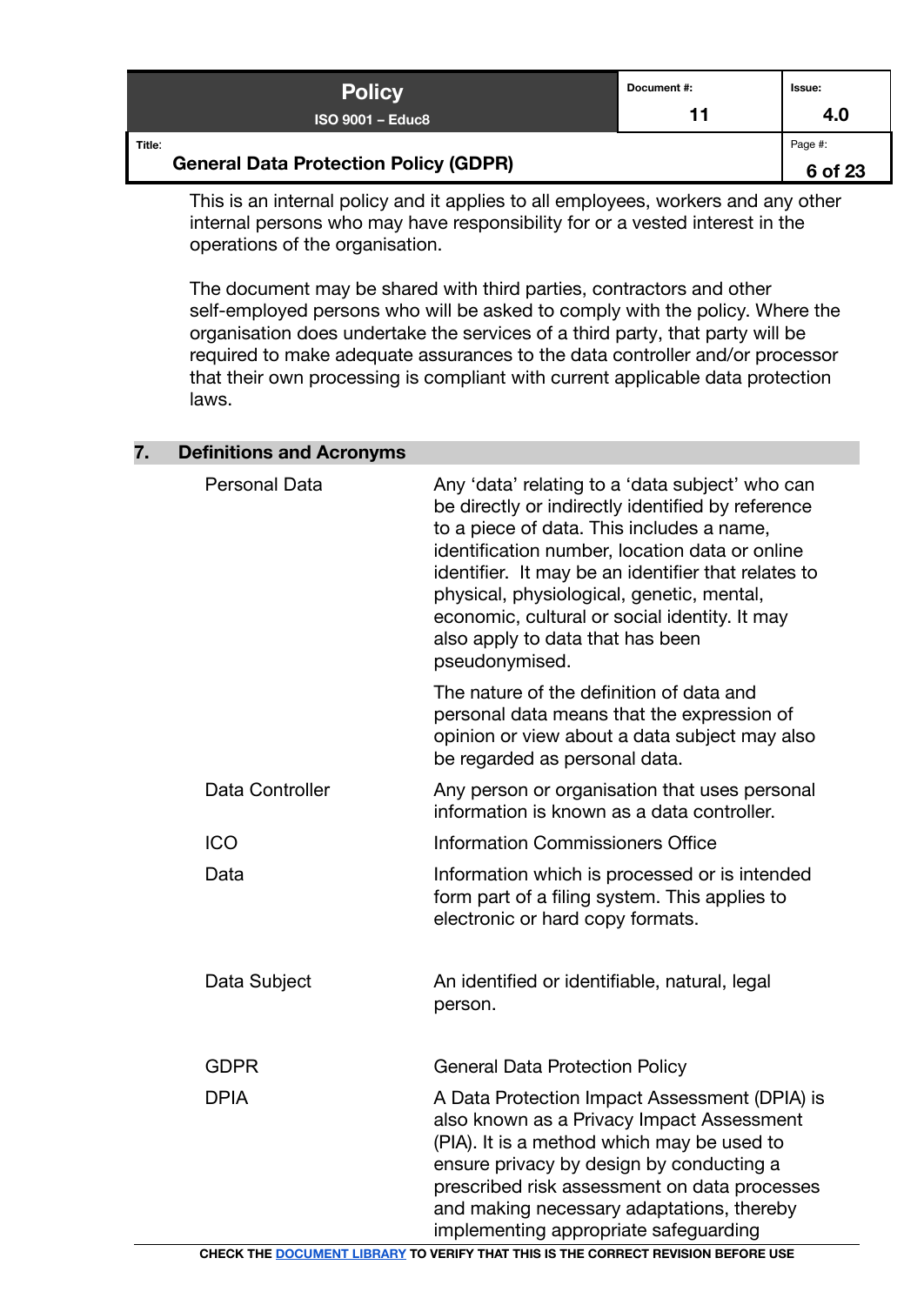This is an internal policy and it applies to all employees, workers and any other internal persons who may have responsibility for or a vested interest in the operations of the organisation.

The document may be shared with third parties, contractors and other self-employed persons who will be asked to comply with the policy. Where the organisation does undertake the services of a third party, that party will be required to make adequate assurances to the data controller and/or processor that their own processing is compliant with current applicable data protection laws.

## 7. Definitions and Acronyms

| Term | Definition |
| --- | --- |
| Personal Data | Any 'data' relating to a 'data subject' who can be directly or indirectly identified by reference to a piece of data. This includes a name, identification number, location data or online identifier. It may be an identifier that relates to physical, physiological, genetic, mental, economic, cultural or social identity. It may also apply to data that has been pseudonymised.<br><br>The nature of the definition of data and personal data means that the expression of opinion or view about a data subject may also be regarded as personal data. |
| Data Controller | Any person or organisation that uses personal information is known as a data controller. |
| ICO | Information Commissioners Office |
| Data | Information which is processed or is intended form part of a filing system. This applies to electronic or hard copy formats. |
| Data Subject | An identified or identifiable, natural, legal person. |
| GDPR | General Data Protection Policy |
| DPIA | A Data Protection Impact Assessment (DPIA) is also known as a Privacy Impact Assessment (PIA). It is a method which may be used to ensure privacy by design by conducting a prescribed risk assessment on data processes and making necessary adaptations, thereby implementing appropriate safeguarding |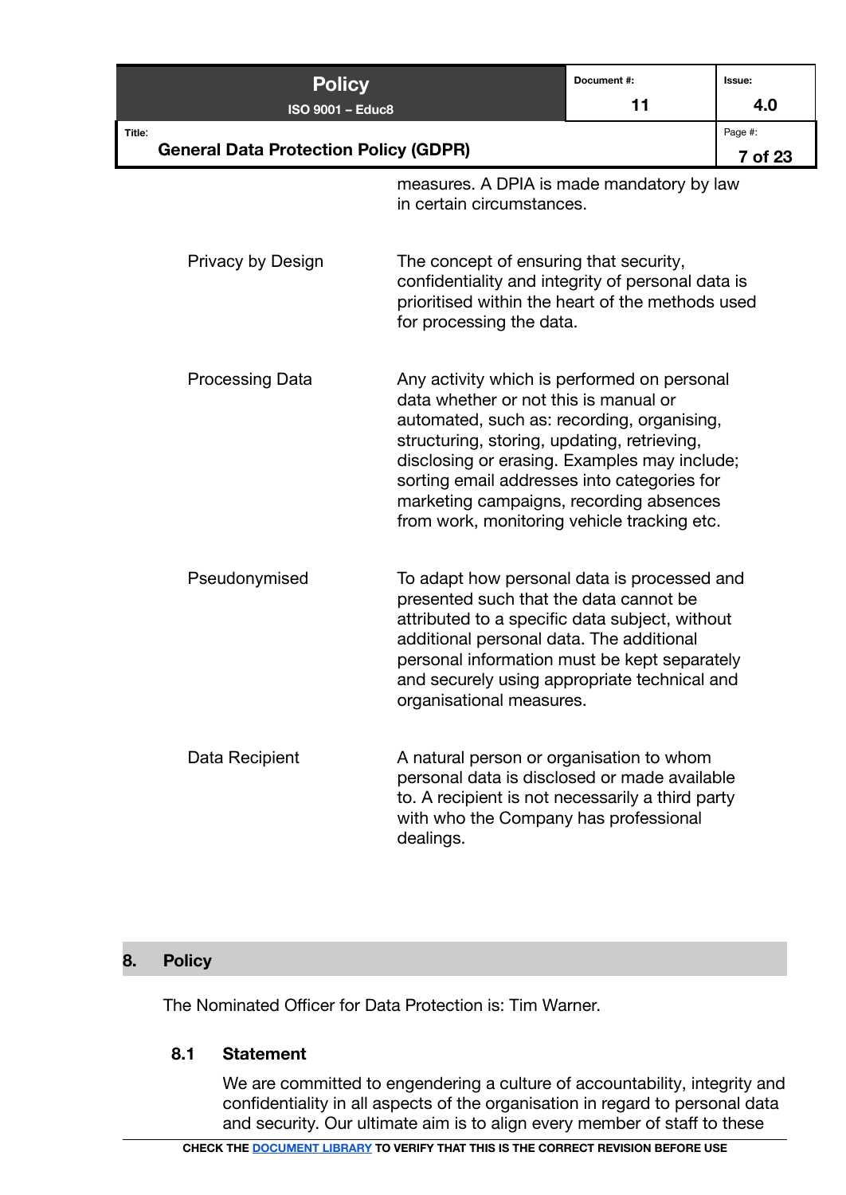| | |
|---|---|
| | measures. A DPIA is made mandatory by law in certain circumstances. |
| Privacy by Design | The concept of ensuring that security, confidentiality and integrity of personal data is prioritised within the heart of the methods used for processing the data. |
| Processing Data | Any activity which is performed on personal data whether or not this is manual or automated, such as: recording, organising, structuring, storing, updating, retrieving, disclosing or erasing. Examples may include; sorting email addresses into categories for marketing campaigns, recording absences from work, monitoring vehicle tracking etc. |
| Pseudonymised | To adapt how personal data is processed and presented such that the data cannot be attributed to a specific data subject, without additional personal data. The additional personal information must be kept separately and securely using appropriate technical and organisational measures. |
| Data Recipient | A natural person or organisation to whom personal data is disclosed or made available to. A recipient is not necessarily a third party with who the Company has professional dealings. |

## 8. Policy

The Nominated Officer for Data Protection is: Tim Warner.

### 8.1 Statement

We are committed to engendering a culture of accountability, integrity and confidentiality in all aspects of the organisation in regard to personal data and security. Our ultimate aim is to align every member of staff to these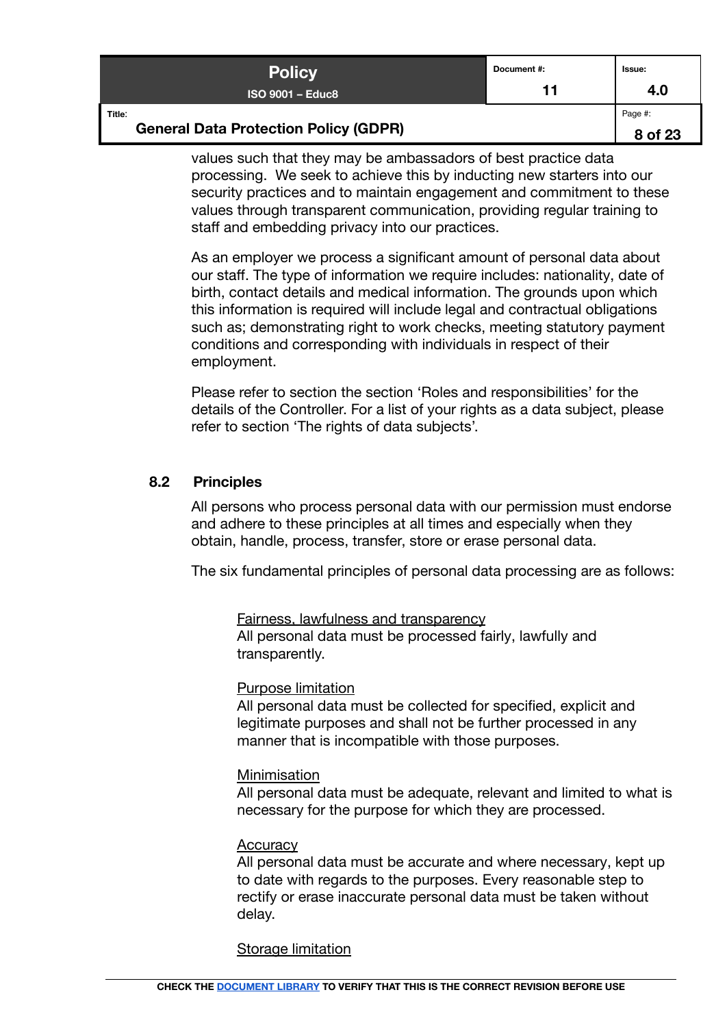values such that they may be ambassadors of best practice data processing. We seek to achieve this by inducting new starters into our security practices and to maintain engagement and commitment to these values through transparent communication, providing regular training to staff and embedding privacy into our practices.

As an employer we process a significant amount of personal data about our staff. The type of information we require includes: nationality, date of birth, contact details and medical information. The grounds upon which this information is required will include legal and contractual obligations such as; demonstrating right to work checks, meeting statutory payment conditions and corresponding with individuals in respect of their employment.

Please refer to section the section 'Roles and responsibilities' for the details of the Controller. For a list of your rights as a data subject, please refer to section 'The rights of data subjects'.

### 8.2 Principles

All persons who process personal data with our permission must endorse and adhere to these principles at all times and especially when they obtain, handle, process, transfer, store or erase personal data.

The six fundamental principles of personal data processing are as follows:

<u>Fairness, lawfulness and transparency</u>
All personal data must be processed fairly, lawfully and transparently.

<u>Purpose limitation</u>
All personal data must be collected for specified, explicit and legitimate purposes and shall not be further processed in any manner that is incompatible with those purposes.

<u>Minimisation</u>
All personal data must be adequate, relevant and limited to what is necessary for the purpose for which they are processed.

<u>Accuracy</u>
All personal data must be accurate and where necessary, kept up to date with regards to the purposes. Every reasonable step to rectify or erase inaccurate personal data must be taken without delay.

<u>Storage limitation</u>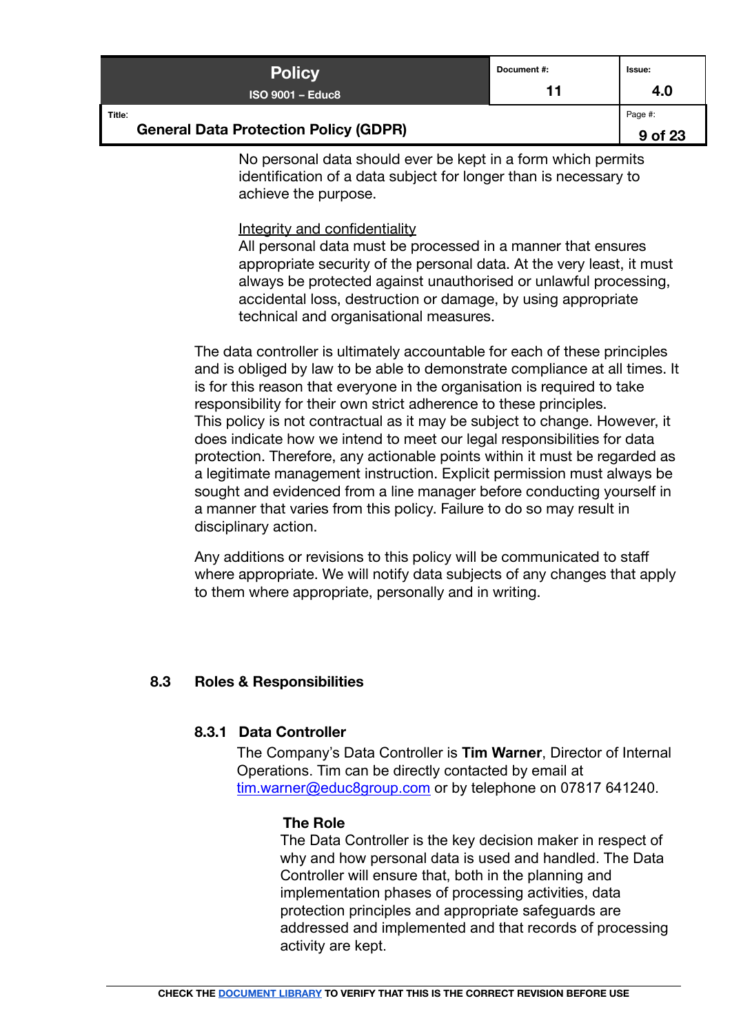No personal data should ever be kept in a form which permits identification of a data subject for longer than is necessary to achieve the purpose.

Integrity and confidentiality
All personal data must be processed in a manner that ensures appropriate security of the personal data. At the very least, it must always be protected against unauthorised or unlawful processing, accidental loss, destruction or damage, by using appropriate technical and organisational measures.

The data controller is ultimately accountable for each of these principles and is obliged by law to be able to demonstrate compliance at all times. It is for this reason that everyone in the organisation is required to take responsibility for their own strict adherence to these principles.
This policy is not contractual as it may be subject to change. However, it does indicate how we intend to meet our legal responsibilities for data protection. Therefore, any actionable points within it must be regarded as a legitimate management instruction. Explicit permission must always be sought and evidenced from a line manager before conducting yourself in a manner that varies from this policy. Failure to do so may result in disciplinary action.

Any additions or revisions to this policy will be communicated to staff where appropriate. We will notify data subjects of any changes that apply to them where appropriate, personally and in writing.

## 8.3 Roles & Responsibilities

### 8.3.1 Data Controller

The Company's Data Controller is **Tim Warner**, Director of Internal Operations. Tim can be directly contacted by email at tim.warner@educ8group.com or by telephone on 07817 641240.

**The Role**

The Data Controller is the key decision maker in respect of why and how personal data is used and handled. The Data Controller will ensure that, both in the planning and implementation phases of processing activities, data protection principles and appropriate safeguards are addressed and implemented and that records of processing activity are kept.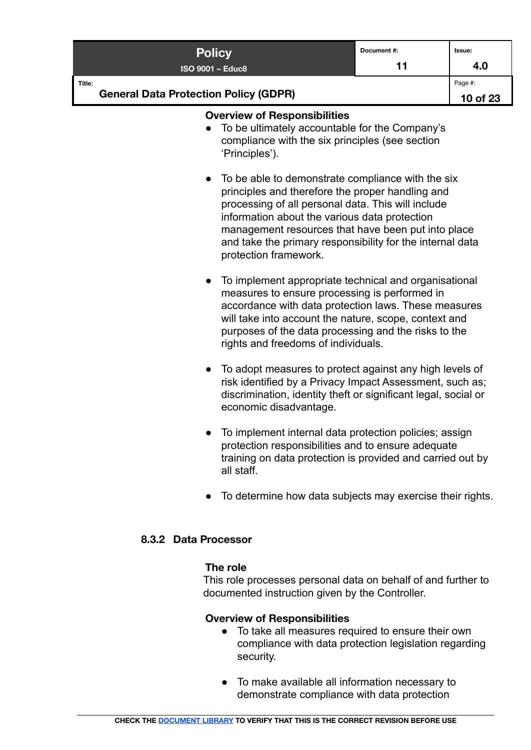**Overview of Responsibilities**

- To be ultimately accountable for the Company's compliance with the six principles (see section 'Principles').

- To be able to demonstrate compliance with the six principles and therefore the proper handling and processing of all personal data. This will include information about the various data protection management resources that have been put into place and take the primary responsibility for the internal data protection framework.

- To implement appropriate technical and organisational measures to ensure processing is performed in accordance with data protection laws. These measures will take into account the nature, scope, context and purposes of the data processing and the risks to the rights and freedoms of individuals.

- To adopt measures to protect against any high levels of risk identified by a Privacy Impact Assessment, such as; discrimination, identity theft or significant legal, social or economic disadvantage.

- To implement internal data protection policies; assign protection responsibilities and to ensure adequate training on data protection is provided and carried out by all staff.

- To determine how data subjects may exercise their rights.

#### 8.3.2 Data Processor

**The role**

This role processes personal data on behalf of and further to documented instruction given by the Controller.

**Overview of Responsibilities**

- To take all measures required to ensure their own compliance with data protection legislation regarding security.

- To make available all information necessary to demonstrate compliance with data protection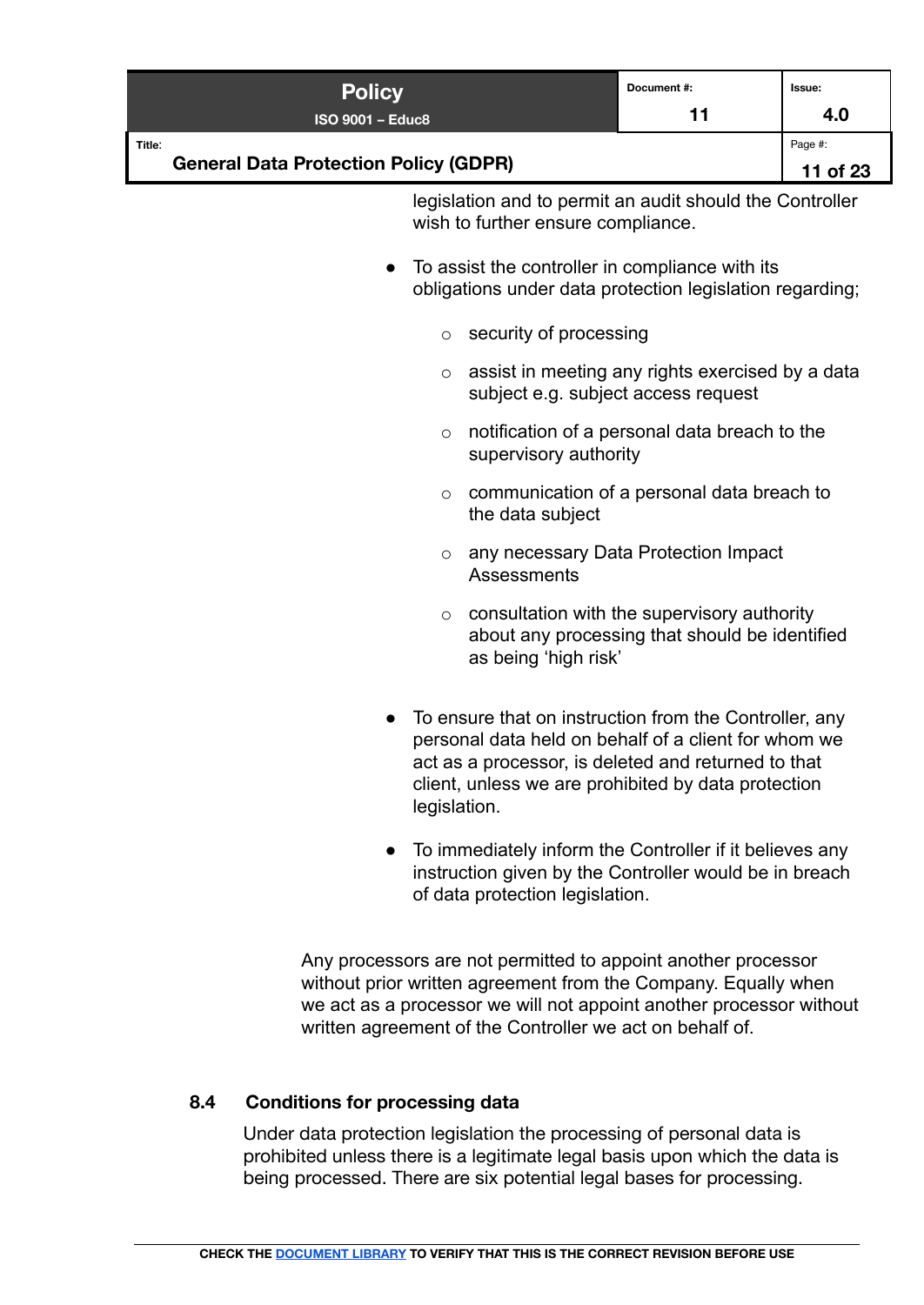legislation and to permit an audit should the Controller wish to further ensure compliance.

- To assist the controller in compliance with its obligations under data protection legislation regarding;
  - security of processing
  - assist in meeting any rights exercised by a data subject e.g. subject access request
  - notification of a personal data breach to the supervisory authority
  - communication of a personal data breach to the data subject
  - any necessary Data Protection Impact Assessments
  - consultation with the supervisory authority about any processing that should be identified as being 'high risk'
- To ensure that on instruction from the Controller, any personal data held on behalf of a client for whom we act as a processor, is deleted and returned to that client, unless we are prohibited by data protection legislation.
- To immediately inform the Controller if it believes any instruction given by the Controller would be in breach of data protection legislation.

Any processors are not permitted to appoint another processor without prior written agreement from the Company. Equally when we act as a processor we will not appoint another processor without written agreement of the Controller we act on behalf of.

### 8.4 Conditions for processing data

Under data protection legislation the processing of personal data is prohibited unless there is a legitimate legal basis upon which the data is being processed. There are six potential legal bases for processing.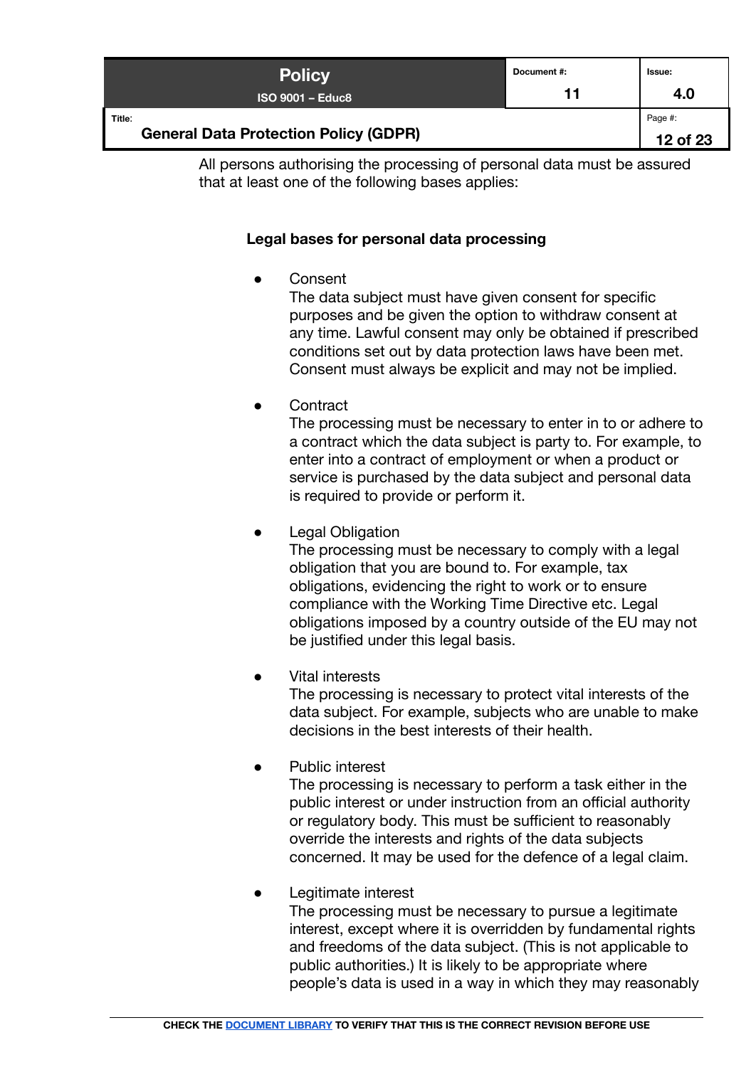All persons authorising the processing of personal data must be assured that at least one of the following bases applies:

**Legal bases for personal data processing**

- Consent
  The data subject must have given consent for specific purposes and be given the option to withdraw consent at any time. Lawful consent may only be obtained if prescribed conditions set out by data protection laws have been met. Consent must always be explicit and may not be implied.

- Contract
  The processing must be necessary to enter in to or adhere to a contract which the data subject is party to. For example, to enter into a contract of employment or when a product or service is purchased by the data subject and personal data is required to provide or perform it.

- Legal Obligation
  The processing must be necessary to comply with a legal obligation that you are bound to. For example, tax obligations, evidencing the right to work or to ensure compliance with the Working Time Directive etc. Legal obligations imposed by a country outside of the EU may not be justified under this legal basis.

- Vital interests
  The processing is necessary to protect vital interests of the data subject. For example, subjects who are unable to make decisions in the best interests of their health.

- Public interest
  The processing is necessary to perform a task either in the public interest or under instruction from an official authority or regulatory body. This must be sufficient to reasonably override the interests and rights of the data subjects concerned. It may be used for the defence of a legal claim.

- Legitimate interest
  The processing must be necessary to pursue a legitimate interest, except where it is overridden by fundamental rights and freedoms of the data subject. (This is not applicable to public authorities.) It is likely to be appropriate where people's data is used in a way in which they may reasonably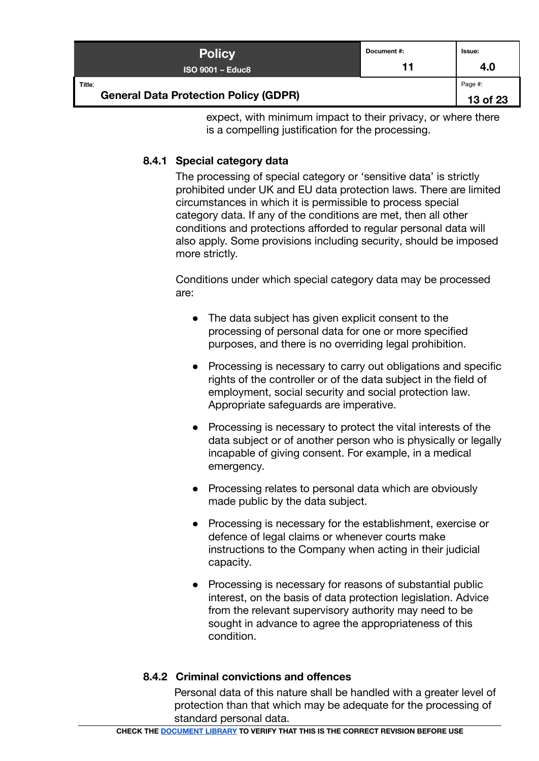expect, with minimum impact to their privacy, or where there is a compelling justification for the processing.

#### 8.4.1 Special category data

The processing of special category or 'sensitive data' is strictly prohibited under UK and EU data protection laws. There are limited circumstances in which it is permissible to process special category data. If any of the conditions are met, then all other conditions and protections afforded to regular personal data will also apply. Some provisions including security, should be imposed more strictly.

Conditions under which special category data may be processed are:

- The data subject has given explicit consent to the processing of personal data for one or more specified purposes, and there is no overriding legal prohibition.
- Processing is necessary to carry out obligations and specific rights of the controller or of the data subject in the field of employment, social security and social protection law. Appropriate safeguards are imperative.
- Processing is necessary to protect the vital interests of the data subject or of another person who is physically or legally incapable of giving consent. For example, in a medical emergency.
- Processing relates to personal data which are obviously made public by the data subject.
- Processing is necessary for the establishment, exercise or defence of legal claims or whenever courts make instructions to the Company when acting in their judicial capacity.
- Processing is necessary for reasons of substantial public interest, on the basis of data protection legislation. Advice from the relevant supervisory authority may need to be sought in advance to agree the appropriateness of this condition.

#### 8.4.2 Criminal convictions and offences

Personal data of this nature shall be handled with a greater level of protection than that which may be adequate for the processing of standard personal data.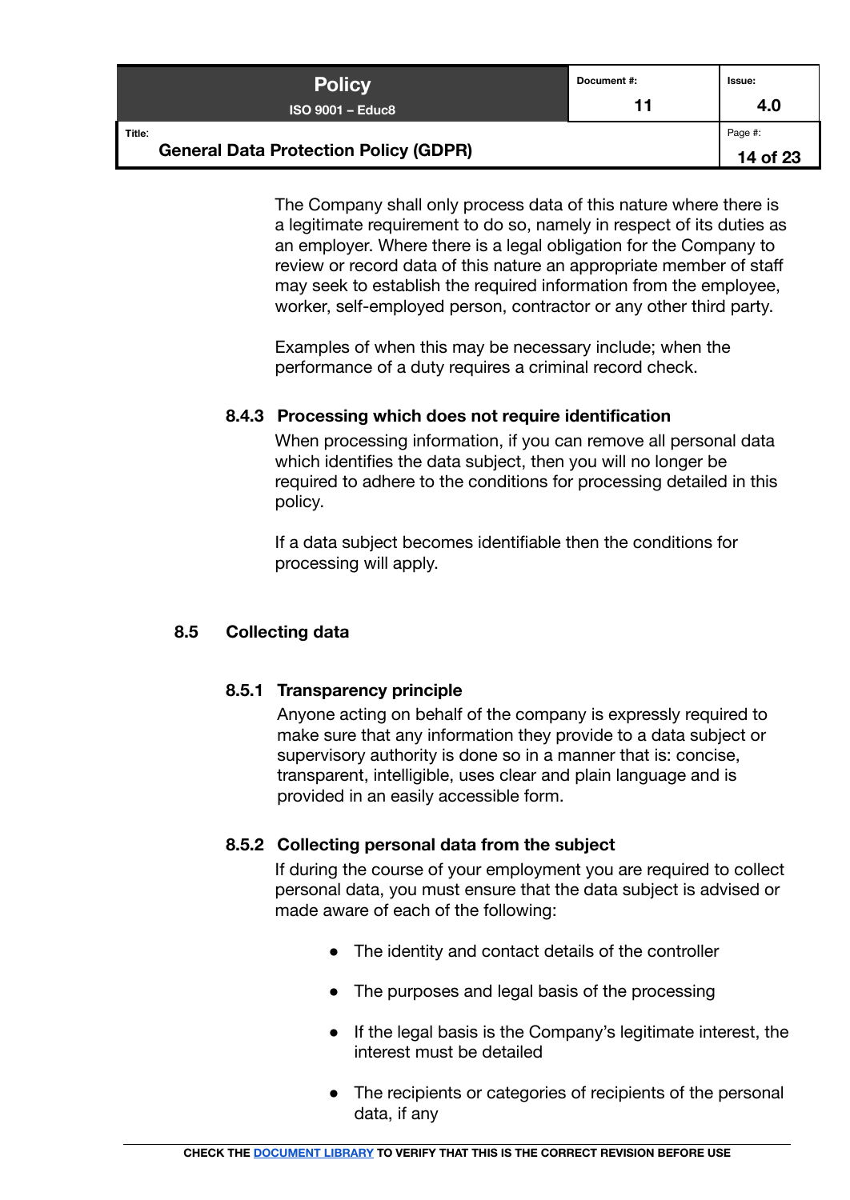The Company shall only process data of this nature where there is a legitimate requirement to do so, namely in respect of its duties as an employer. Where there is a legal obligation for the Company to review or record data of this nature an appropriate member of staff may seek to establish the required information from the employee, worker, self-employed person, contractor or any other third party.

Examples of when this may be necessary include; when the performance of a duty requires a criminal record check.

#### 8.4.3 Processing which does not require identification

When processing information, if you can remove all personal data which identifies the data subject, then you will no longer be required to adhere to the conditions for processing detailed in this policy.

If a data subject becomes identifiable then the conditions for processing will apply.

### 8.5 Collecting data

#### 8.5.1 Transparency principle

Anyone acting on behalf of the company is expressly required to make sure that any information they provide to a data subject or supervisory authority is done so in a manner that is: concise, transparent, intelligible, uses clear and plain language and is provided in an easily accessible form.

#### 8.5.2 Collecting personal data from the subject

If during the course of your employment you are required to collect personal data, you must ensure that the data subject is advised or made aware of each of the following:

- The identity and contact details of the controller
- The purposes and legal basis of the processing
- If the legal basis is the Company's legitimate interest, the interest must be detailed
- The recipients or categories of recipients of the personal data, if any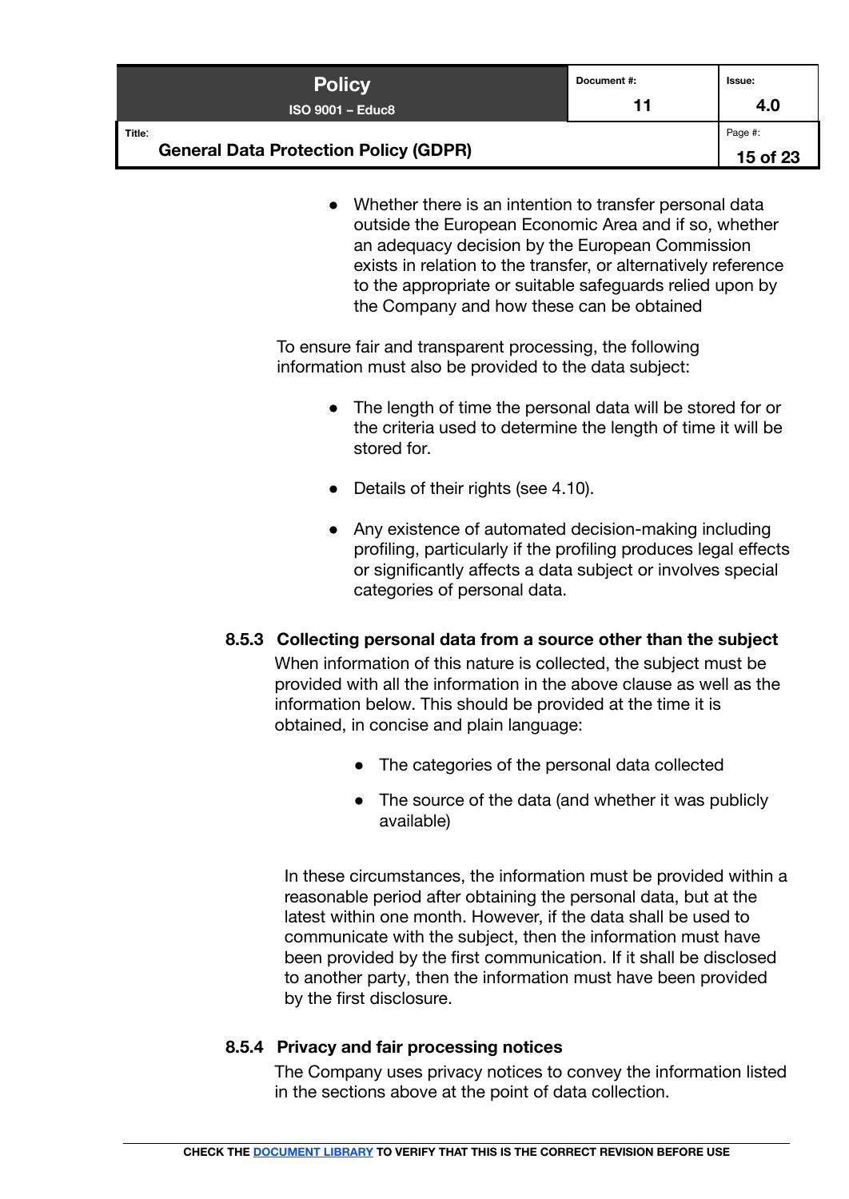- Whether there is an intention to transfer personal data outside the European Economic Area and if so, whether an adequacy decision by the European Commission exists in relation to the transfer, or alternatively reference to the appropriate or suitable safeguards relied upon by the Company and how these can be obtained

To ensure fair and transparent processing, the following information must also be provided to the data subject:

- The length of time the personal data will be stored for or the criteria used to determine the length of time it will be stored for.
- Details of their rights (see 4.10).
- Any existence of automated decision-making including profiling, particularly if the profiling produces legal effects or significantly affects a data subject or involves special categories of personal data.

### 8.5.3 Collecting personal data from a source other than the subject

When information of this nature is collected, the subject must be provided with all the information in the above clause as well as the information below. This should be provided at the time it is obtained, in concise and plain language:

- The categories of the personal data collected
- The source of the data (and whether it was publicly available)

In these circumstances, the information must be provided within a reasonable period after obtaining the personal data, but at the latest within one month. However, if the data shall be used to communicate with the subject, then the information must have been provided by the first communication. If it shall be disclosed to another party, then the information must have been provided by the first disclosure.

### 8.5.4 Privacy and fair processing notices

The Company uses privacy notices to convey the information listed in the sections above at the point of data collection.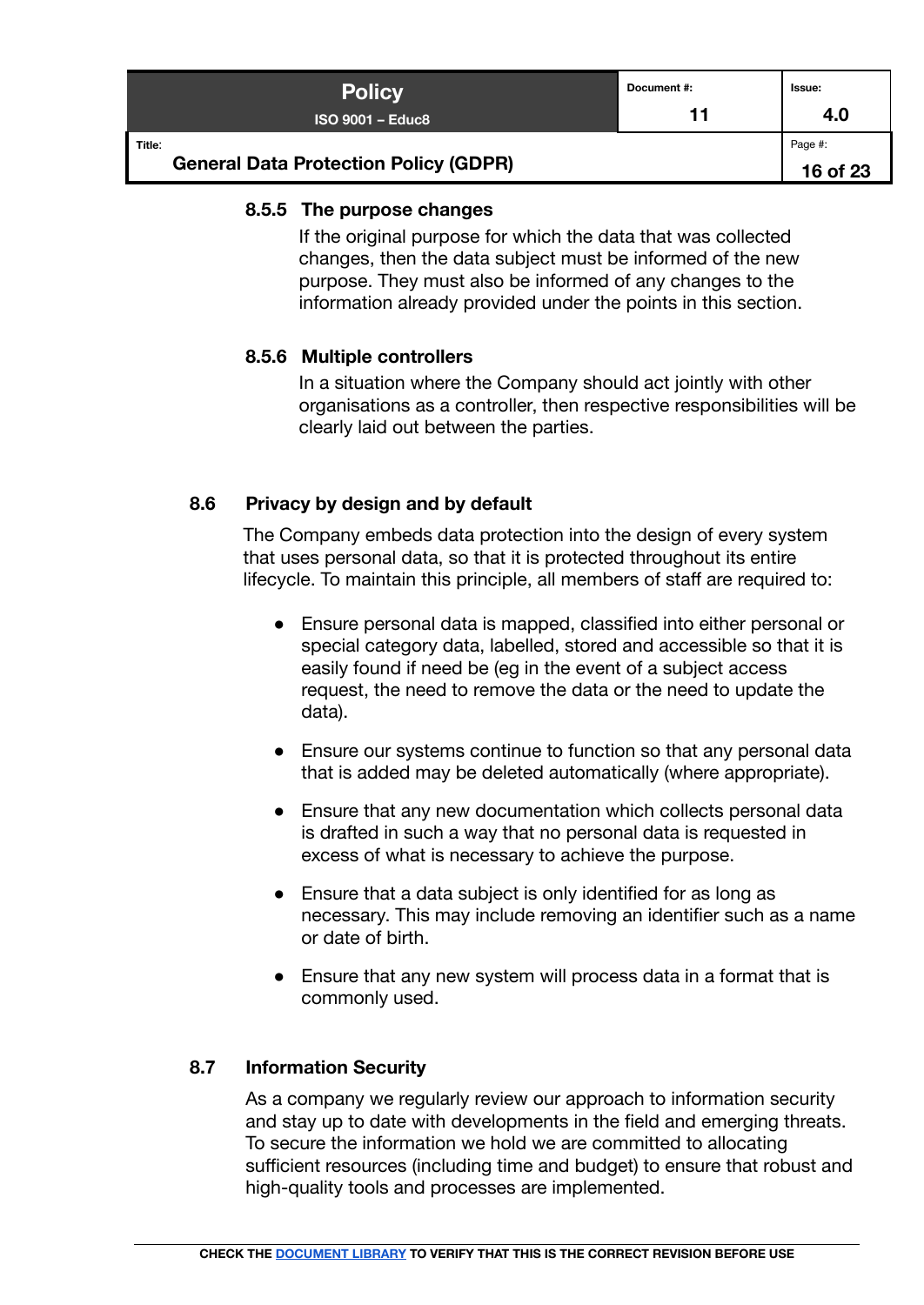#### 8.5.5 The purpose changes

If the original purpose for which the data that was collected changes, then the data subject must be informed of the new purpose. They must also be informed of any changes to the information already provided under the points in this section.

#### 8.5.6 Multiple controllers

In a situation where the Company should act jointly with other organisations as a controller, then respective responsibilities will be clearly laid out between the parties.

### 8.6 Privacy by design and by default

The Company embeds data protection into the design of every system that uses personal data, so that it is protected throughout its entire lifecycle. To maintain this principle, all members of staff are required to:

- Ensure personal data is mapped, classified into either personal or special category data, labelled, stored and accessible so that it is easily found if need be (eg in the event of a subject access request, the need to remove the data or the need to update the data).
- Ensure our systems continue to function so that any personal data that is added may be deleted automatically (where appropriate).
- Ensure that any new documentation which collects personal data is drafted in such a way that no personal data is requested in excess of what is necessary to achieve the purpose.
- Ensure that a data subject is only identified for as long as necessary. This may include removing an identifier such as a name or date of birth.
- Ensure that any new system will process data in a format that is commonly used.

### 8.7 Information Security

As a company we regularly review our approach to information security and stay up to date with developments in the field and emerging threats. To secure the information we hold we are committed to allocating sufficient resources (including time and budget) to ensure that robust and high-quality tools and processes are implemented.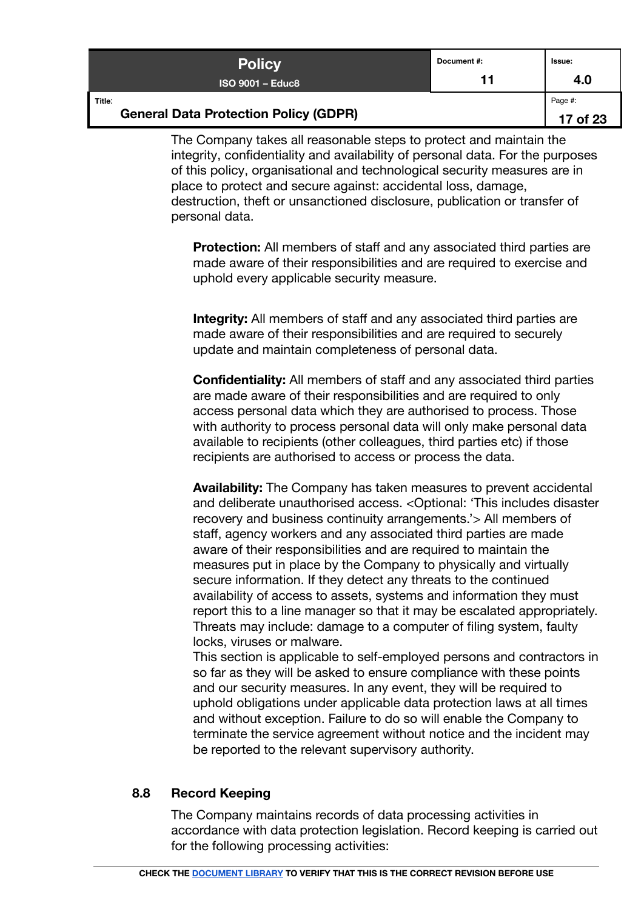The Company takes all reasonable steps to protect and maintain the integrity, confidentiality and availability of personal data. For the purposes of this policy, organisational and technological security measures are in place to protect and secure against: accidental loss, damage, destruction, theft or unsanctioned disclosure, publication or transfer of personal data.

**Protection:** All members of staff and any associated third parties are made aware of their responsibilities and are required to exercise and uphold every applicable security measure.

**Integrity:** All members of staff and any associated third parties are made aware of their responsibilities and are required to securely update and maintain completeness of personal data.

**Confidentiality:** All members of staff and any associated third parties are made aware of their responsibilities and are required to only access personal data which they are authorised to process. Those with authority to process personal data will only make personal data available to recipients (other colleagues, third parties etc) if those recipients are authorised to access or process the data.

**Availability:** The Company has taken measures to prevent accidental and deliberate unauthorised access. <Optional: 'This includes disaster recovery and business continuity arrangements.'> All members of staff, agency workers and any associated third parties are made aware of their responsibilities and are required to maintain the measures put in place by the Company to physically and virtually secure information. If they detect any threats to the continued availability of access to assets, systems and information they must report this to a line manager so that it may be escalated appropriately. Threats may include: damage to a computer of filing system, faulty locks, viruses or malware.
This section is applicable to self-employed persons and contractors in so far as they will be asked to ensure compliance with these points and our security measures. In any event, they will be required to uphold obligations under applicable data protection laws at all times and without exception. Failure to do so will enable the Company to terminate the service agreement without notice and the incident may be reported to the relevant supervisory authority.

### 8.8 Record Keeping

The Company maintains records of data processing activities in accordance with data protection legislation. Record keeping is carried out for the following processing activities: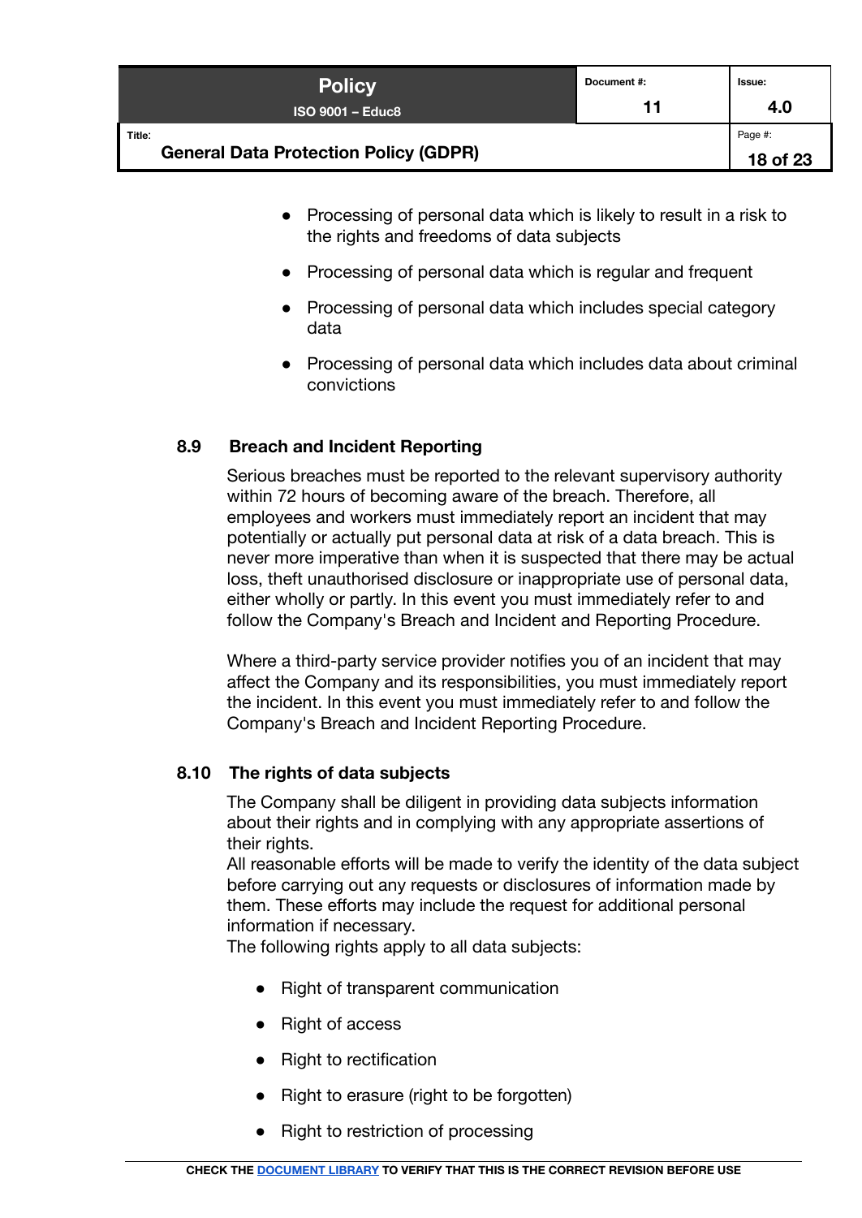- Processing of personal data which is likely to result in a risk to the rights and freedoms of data subjects
- Processing of personal data which is regular and frequent
- Processing of personal data which includes special category data
- Processing of personal data which includes data about criminal convictions

### 8.9 Breach and Incident Reporting

Serious breaches must be reported to the relevant supervisory authority within 72 hours of becoming aware of the breach. Therefore, all employees and workers must immediately report an incident that may potentially or actually put personal data at risk of a data breach. This is never more imperative than when it is suspected that there may be actual loss, theft unauthorised disclosure or inappropriate use of personal data, either wholly or partly. In this event you must immediately refer to and follow the Company's Breach and Incident and Reporting Procedure.

Where a third-party service provider notifies you of an incident that may affect the Company and its responsibilities, you must immediately report the incident. In this event you must immediately refer to and follow the Company's Breach and Incident Reporting Procedure.

### 8.10 The rights of data subjects

The Company shall be diligent in providing data subjects information about their rights and in complying with any appropriate assertions of their rights.
All reasonable efforts will be made to verify the identity of the data subject before carrying out any requests or disclosures of information made by them. These efforts may include the request for additional personal information if necessary.
The following rights apply to all data subjects:

- Right of transparent communication
- Right of access
- Right to rectification
- Right to erasure (right to be forgotten)
- Right to restriction of processing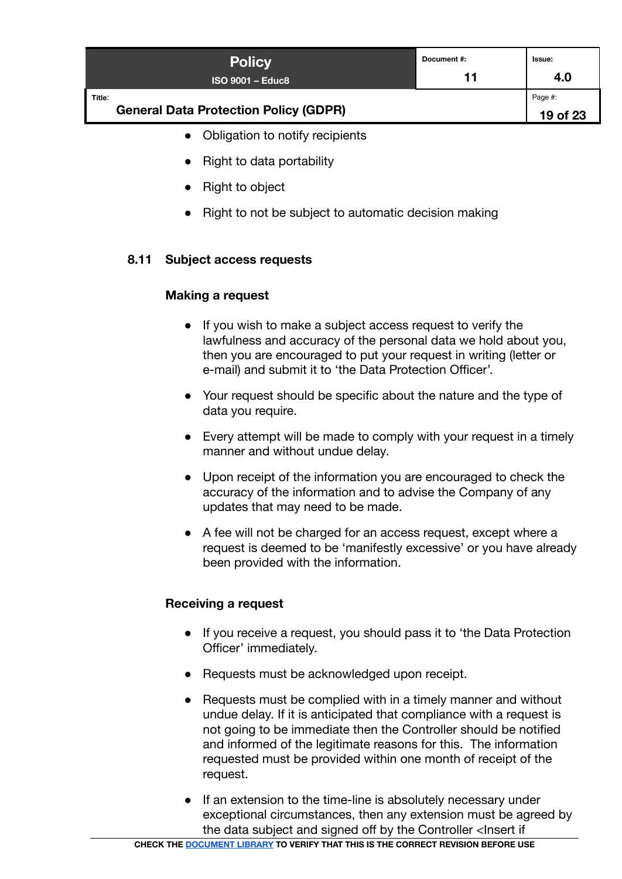- Obligation to notify recipients
- Right to data portability
- Right to object
- Right to not be subject to automatic decision making

### 8.11 Subject access requests

**Making a request**

- If you wish to make a subject access request to verify the lawfulness and accuracy of the personal data we hold about you, then you are encouraged to put your request in writing (letter or e-mail) and submit it to 'the Data Protection Officer'.
- Your request should be specific about the nature and the type of data you require.
- Every attempt will be made to comply with your request in a timely manner and without undue delay.
- Upon receipt of the information you are encouraged to check the accuracy of the information and to advise the Company of any updates that may need to be made.
- A fee will not be charged for an access request, except where a request is deemed to be 'manifestly excessive' or you have already been provided with the information.

**Receiving a request**

- If you receive a request, you should pass it to 'the Data Protection Officer' immediately.
- Requests must be acknowledged upon receipt.
- Requests must be complied with in a timely manner and without undue delay. If it is anticipated that compliance with a request is not going to be immediate then the Controller should be notified and informed of the legitimate reasons for this. The information requested must be provided within one month of receipt of the request.
- If an extension to the time-line is absolutely necessary under exceptional circumstances, then any extension must be agreed by the data subject and signed off by the Controller <Insert if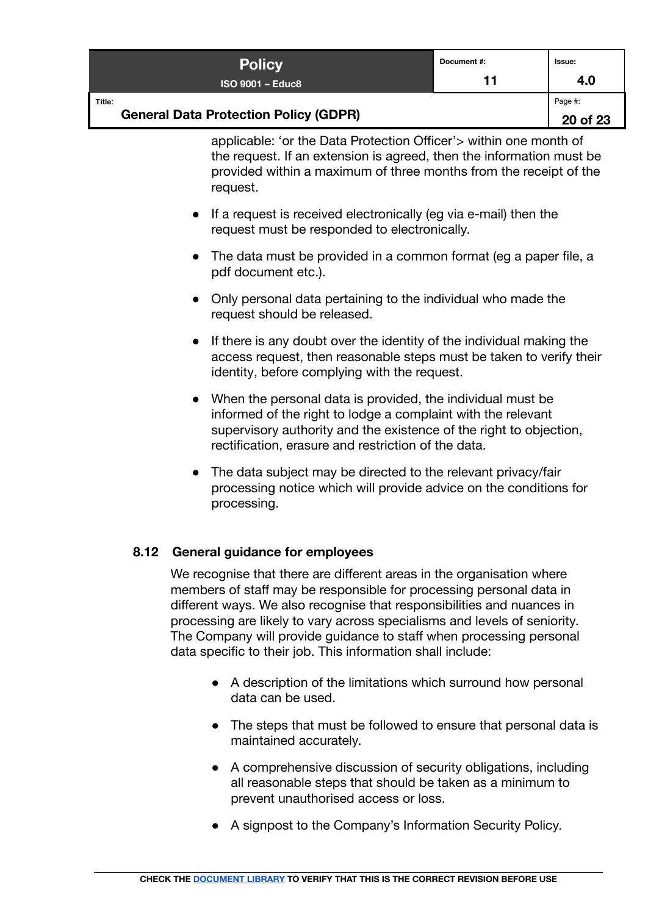applicable: 'or the Data Protection Officer'> within one month of the request. If an extension is agreed, then the information must be provided within a maximum of three months from the receipt of the request.

- If a request is received electronically (eg via e-mail) then the request must be responded to electronically.
- The data must be provided in a common format (eg a paper file, a pdf document etc.).
- Only personal data pertaining to the individual who made the request should be released.
- If there is any doubt over the identity of the individual making the access request, then reasonable steps must be taken to verify their identity, before complying with the request.
- When the personal data is provided, the individual must be informed of the right to lodge a complaint with the relevant supervisory authority and the existence of the right to objection, rectification, erasure and restriction of the data.
- The data subject may be directed to the relevant privacy/fair processing notice which will provide advice on the conditions for processing.

### 8.12 General guidance for employees

We recognise that there are different areas in the organisation where members of staff may be responsible for processing personal data in different ways. We also recognise that responsibilities and nuances in processing are likely to vary across specialisms and levels of seniority. The Company will provide guidance to staff when processing personal data specific to their job. This information shall include:

- A description of the limitations which surround how personal data can be used.
- The steps that must be followed to ensure that personal data is maintained accurately.
- A comprehensive discussion of security obligations, including all reasonable steps that should be taken as a minimum to prevent unauthorised access or loss.
- A signpost to the Company's Information Security Policy.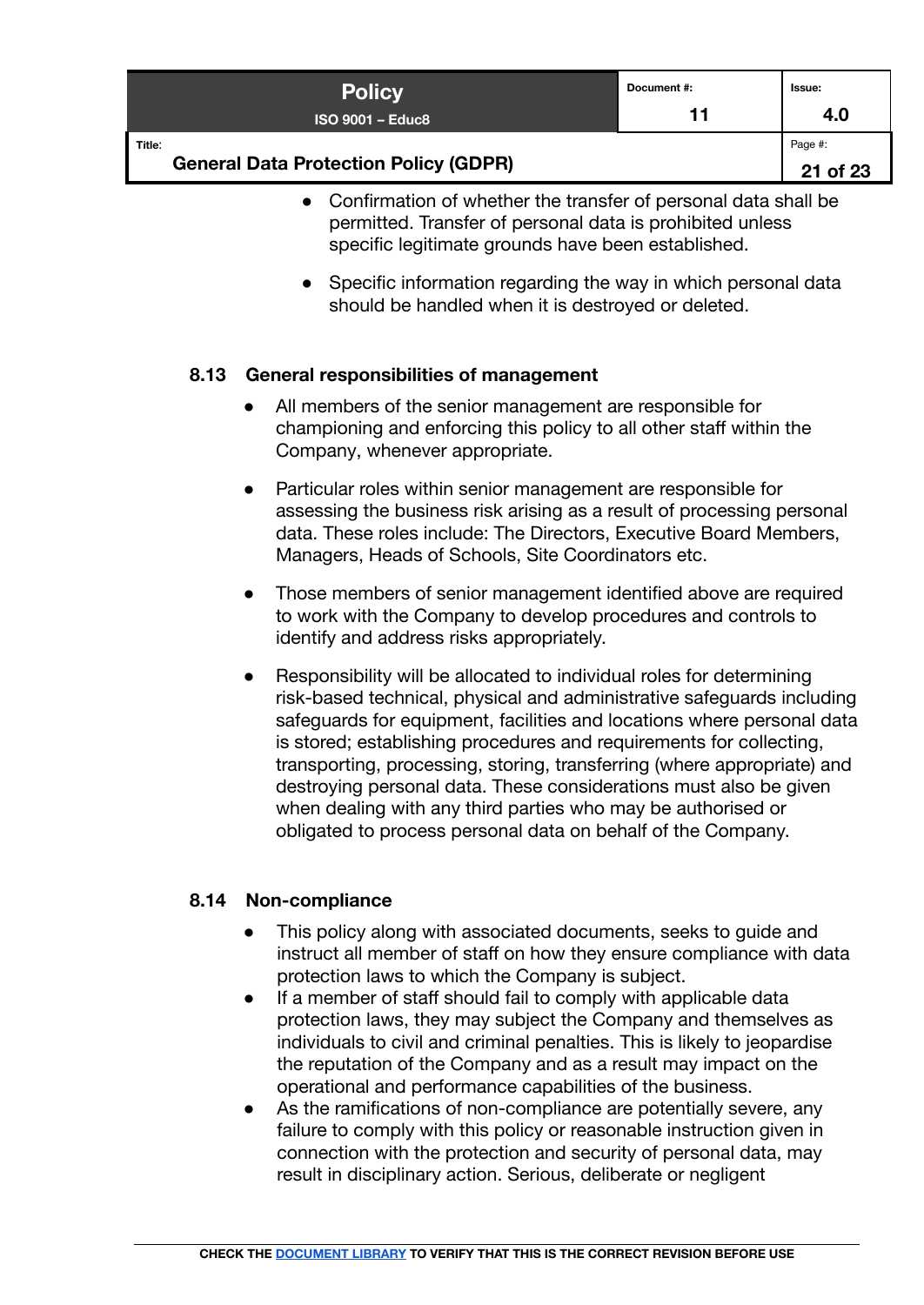- Confirmation of whether the transfer of personal data shall be permitted. Transfer of personal data is prohibited unless specific legitimate grounds have been established.

- Specific information regarding the way in which personal data should be handled when it is destroyed or deleted.

### 8.13 General responsibilities of management

- All members of the senior management are responsible for championing and enforcing this policy to all other staff within the Company, whenever appropriate.

- Particular roles within senior management are responsible for assessing the business risk arising as a result of processing personal data. These roles include: The Directors, Executive Board Members, Managers, Heads of Schools, Site Coordinators etc.

- Those members of senior management identified above are required to work with the Company to develop procedures and controls to identify and address risks appropriately.

- Responsibility will be allocated to individual roles for determining risk-based technical, physical and administrative safeguards including safeguards for equipment, facilities and locations where personal data is stored; establishing procedures and requirements for collecting, transporting, processing, storing, transferring (where appropriate) and destroying personal data. These considerations must also be given when dealing with any third parties who may be authorised or obligated to process personal data on behalf of the Company.

### 8.14 Non-compliance

- This policy along with associated documents, seeks to guide and instruct all member of staff on how they ensure compliance with data protection laws to which the Company is subject.
- If a member of staff should fail to comply with applicable data protection laws, they may subject the Company and themselves as individuals to civil and criminal penalties. This is likely to jeopardise the reputation of the Company and as a result may impact on the operational and performance capabilities of the business.
- As the ramifications of non-compliance are potentially severe, any failure to comply with this policy or reasonable instruction given in connection with the protection and security of personal data, may result in disciplinary action. Serious, deliberate or negligent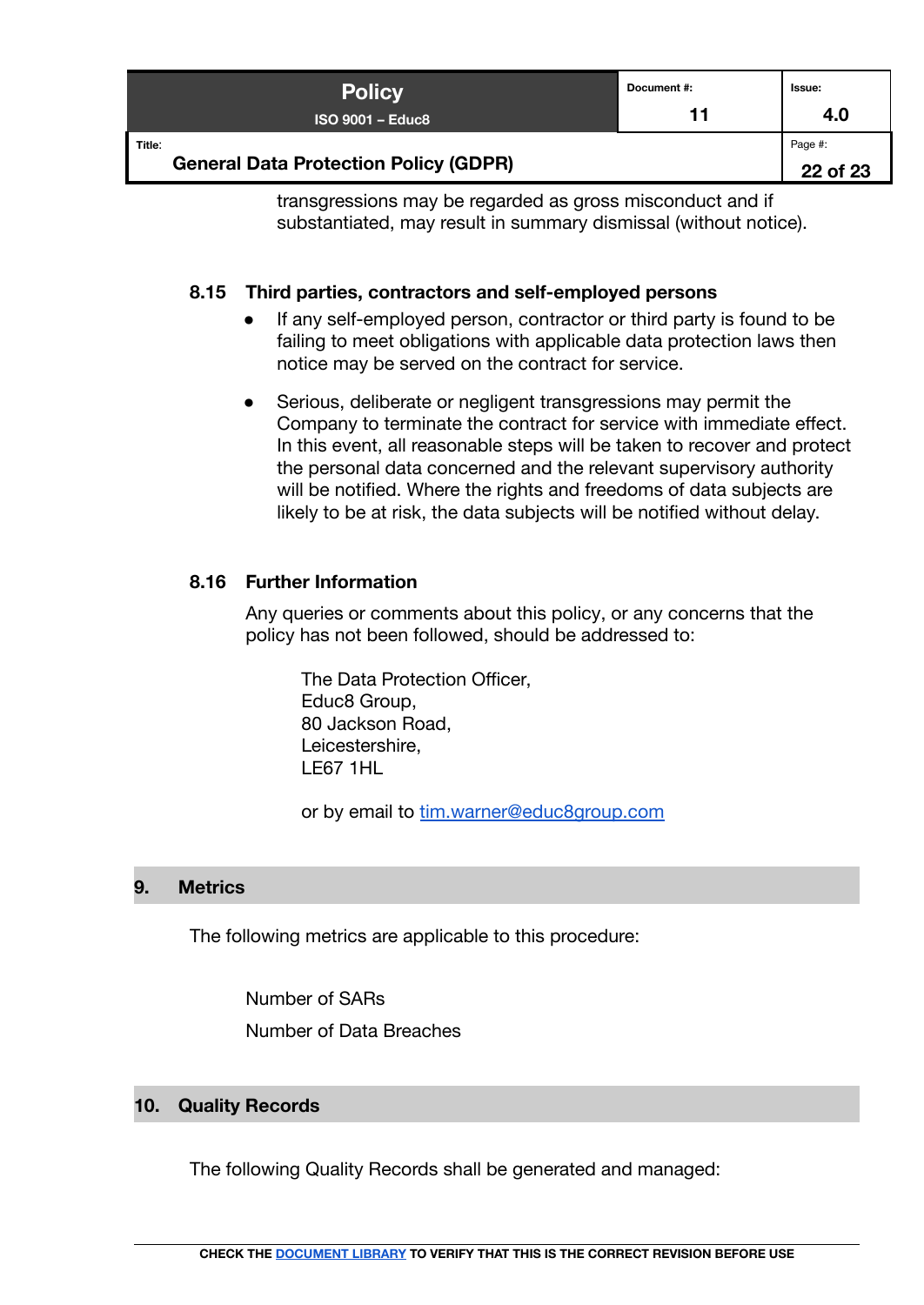transgressions may be regarded as gross misconduct and if substantiated, may result in summary dismissal (without notice).

### 8.15 Third parties, contractors and self-employed persons

- If any self-employed person, contractor or third party is found to be failing to meet obligations with applicable data protection laws then notice may be served on the contract for service.
- Serious, deliberate or negligent transgressions may permit the Company to terminate the contract for service with immediate effect. In this event, all reasonable steps will be taken to recover and protect the personal data concerned and the relevant supervisory authority will be notified. Where the rights and freedoms of data subjects are likely to be at risk, the data subjects will be notified without delay.

### 8.16 Further Information

Any queries or comments about this policy, or any concerns that the policy has not been followed, should be addressed to:

The Data Protection Officer,
Educ8 Group,
80 Jackson Road,
Leicestershire,
LE67 1HL

or by email to tim.warner@educ8group.com

## 9. Metrics

The following metrics are applicable to this procedure:

Number of SARs

Number of Data Breaches

## 10. Quality Records

The following Quality Records shall be generated and managed: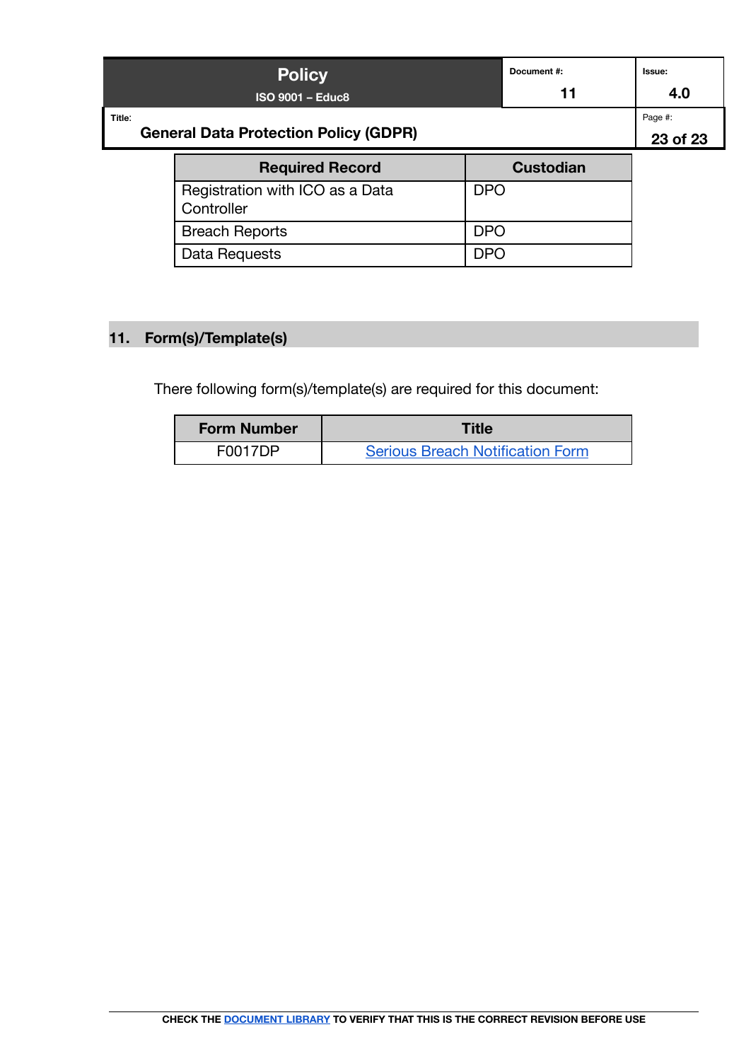| Required Record | Custodian |
| --- | --- |
| Registration with ICO as a Data Controller | DPO |
| Breach Reports | DPO |
| Data Requests | DPO |

## 11. Form(s)/Template(s)

There following form(s)/template(s) are required for this document:

| Form Number | Title |
| --- | --- |
| F0017DP | Serious Breach Notification Form |